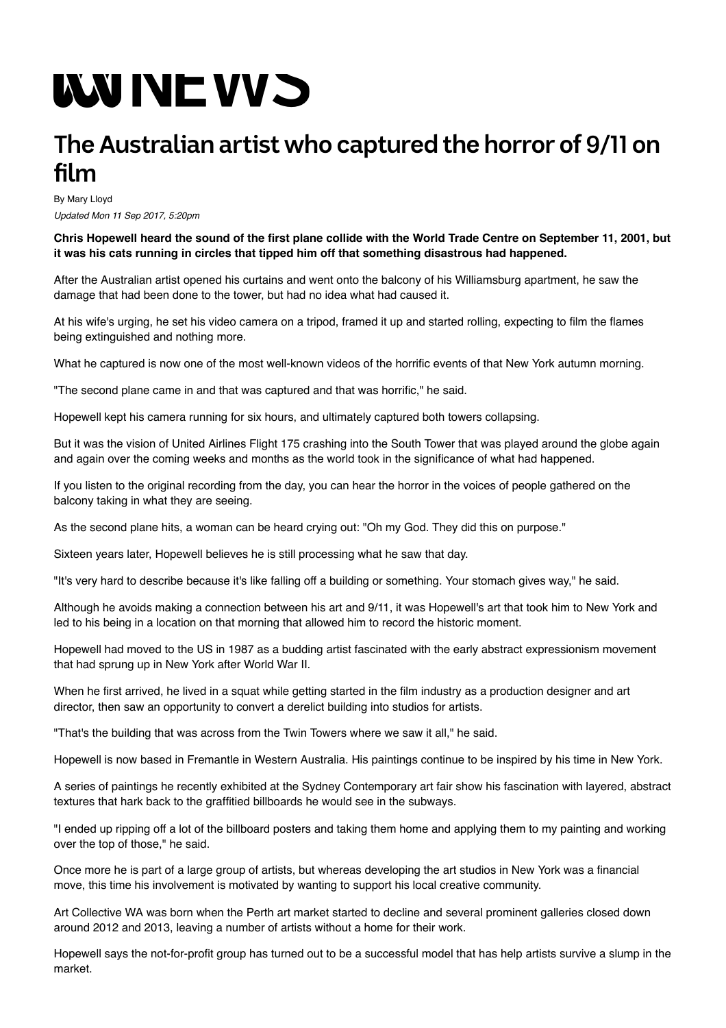ABC NEWS

# The Australian artist who captured the horror of 9/11 on film

By Mary Lloyd

*Updated Mon 11 Sep 2017, 5:20pm*

**Chris Hopewell heard the sound of the first plane collide with the World Trade Centre on September 11, 2001, but it was his cats running in circles that tipped him off that something disastrous had happened.**

After the Australian artist opened his curtains and went onto the balcony of his Williamsburg apartment, he saw the damage that had been done to the tower, but had no idea what had caused it.

At his wife's urging, he set his video camera on a tripod, framed it up and started rolling, expecting to film the flames being extinguished and nothing more.

What he captured is now one of the most well-known videos of the horrific events of that New York autumn morning.

"The second plane came in and that was captured and that was horrific," he said.

Hopewell kept his camera running for six hours, and ultimately captured both towers collapsing.

But it was the vision of United Airlines Flight 175 crashing into the South Tower that was played around the globe again and again over the coming weeks and months as the world took in the significance of what had happened.

If you listen to the original recording from the day, you can hear the horror in the voices of people gathered on the balcony taking in what they are seeing.

As the second plane hits, a woman can be heard crying out: "Oh my God. They did this on purpose."

Sixteen years later, Hopewell believes he is still processing what he saw that day.

"It's very hard to describe because it's like falling off a building or something. Your stomach gives way," he said.

Although he avoids making a connection between his art and 9/11, it was Hopewell's art that took him to New York and led to his being in a location on that morning that allowed him to record the historic moment.

Hopewell had moved to the US in 1987 as a budding artist fascinated with the early abstract expressionism movement that had sprung up in New York after World War II.

When he first arrived, he lived in a squat while getting started in the film industry as a production designer and art director, then saw an opportunity to convert a derelict building into studios for artists.

"That's the building that was across from the Twin Towers where we saw it all," he said.

Hopewell is now based in Fremantle in Western Australia. His paintings continue to be inspired by his time in New York.

A series of paintings he recently exhibited at the Sydney Contemporary art fair show his fascination with layered, abstract textures that hark back to the graffitied billboards he would see in the subways.

"I ended up ripping off a lot of the billboard posters and taking them home and applying them to my painting and working over the top of those," he said.

Once more he is part of a large group of artists, but whereas developing the art studios in New York was a financial move, this time his involvement is motivated by wanting to support his local creative community.

Art Collective WA was born when the Perth art market started to decline and several prominent galleries closed down around 2012 and 2013, leaving a number of artists without a home for their work.

Hopewell says the not-for-profit group has turned out to be a successful model that has help artists survive a slump in the market.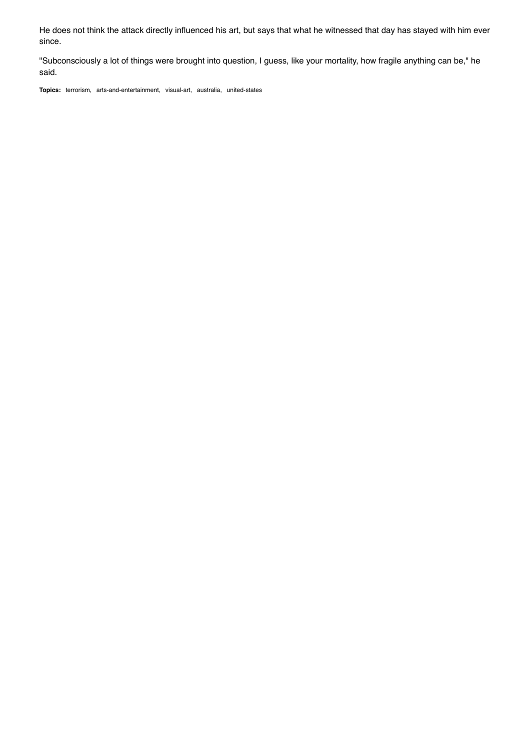He does not think the attack directly influenced his art, but says that what he witnessed that day has stayed with him ever since.

"Subconsciously a lot of things were brought into question, I guess, like your mortality, how fragile anything can be," he said.

**Topics:** terrorism, arts-and-entertainment, visual-art, australia, united-states